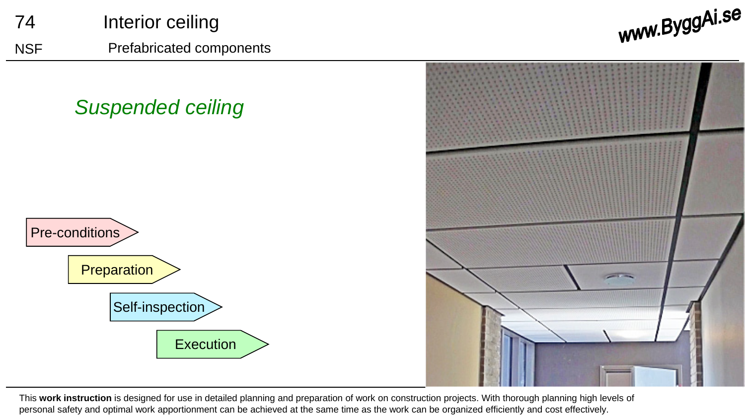# 74 Interior ceiling

NSF Prefabricated components

www.ByggAi.se

## *Suspended ceiling*

- Pre-conditions
- Preparation
- Self-inspection
- Execution

This **work instruction** is designed for use in detailed planning and preparation of work on construction projects. With thorough planning high levels of personal safety and optimal work apportionment can be achieved at the same time as the work can be organized efficiently and cost effectively.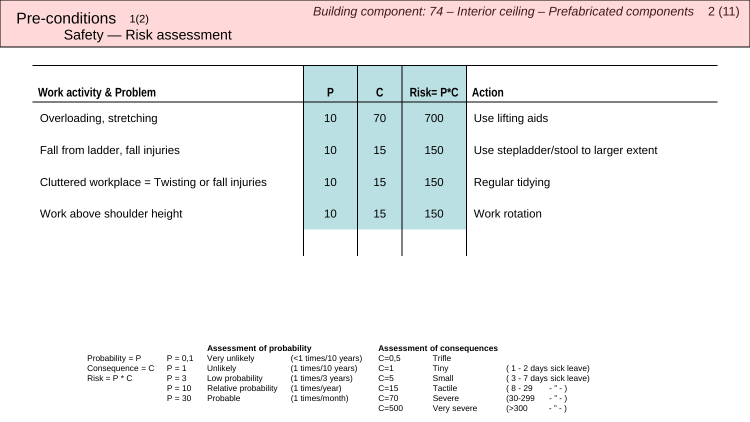# Pre-conditions 1(2)
## Safety — Risk assessment

*Building component: 74 – Interior ceiling – Prefabricated components*

| Work activity & Problem | P | C | Risk= P*C | Action |
|---|---|---|---|---|
| Overloading, stretching | 10 | 70 | 700 | Use lifting aids |
| Fall from ladder, fall injuries | 10 | 15 | 150 | Use stepladder/stool to larger extent |
| Cluttered workplace = Twisting or fall injuries | 10 | 15 | 150 | Regular tidying |
| Work above shoulder height | 10 | 15 | 150 | Work rotation |
| | | | | |

| | | **Assessment of probability** | | **Assessment of consequences** | | |
|---|---|---|---|---|---|---|
| Probability = P | P = 0,1 | Very unlikely | (<1 times/10 years) | C=0,5 | Trifle | |
| Consequence = C | P = 1 | Unlikely | (1 times/10 years) | C=1 | Tiny | ( 1 - 2 days sick leave) |
| Risk = P * C | P = 3 | Low probability | (1 times/3 years) | C=5 | Small | ( 3 - 7 days sick leave) |
| | P = 10 | Relative probability | (1 times/year) | C=15 | Tactile | ( 8 - 29 - " - ) |
| | P = 30 | Probable | (1 times/month) | C=70 | Severe | (30-299 - " - ) |
| | | | | C=500 | Very severe | (>300 - " - ) |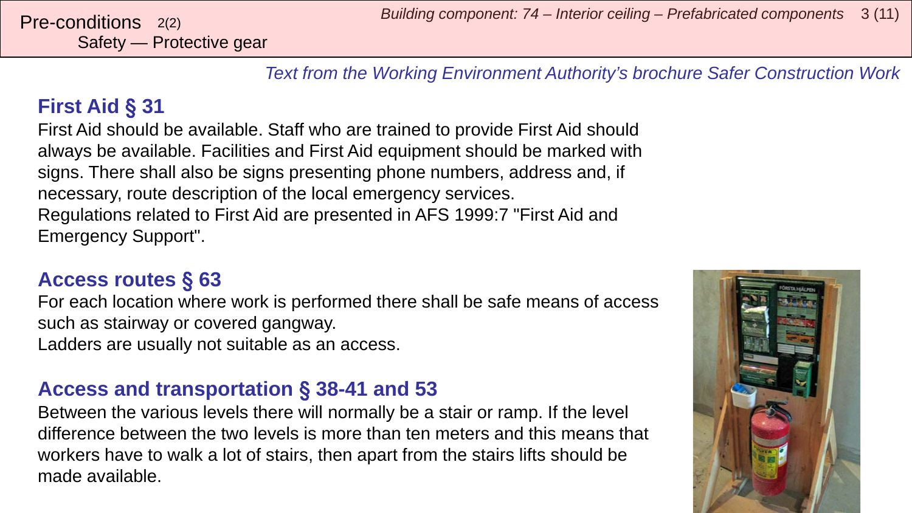# Pre-conditions 2(2)

## Safety — Protective gear

*Text from the Working Environment Authority's brochure Safer Construction Work*

### First Aid § 31

First Aid should be available. Staff who are trained to provide First Aid should always be available. Facilities and First Aid equipment should be marked with signs. There shall also be signs presenting phone numbers, address and, if necessary, route description of the local emergency services.
Regulations related to First Aid are presented in AFS 1999:7 "First Aid and Emergency Support".

### Access routes § 63

For each location where work is performed there shall be safe means of access such as stairway or covered gangway.
Ladders are usually not suitable as an access.

### Access and transportation § 38-41 and 53

Between the various levels there will normally be a stair or ramp. If the level difference between the two levels is more than ten meters and this means that workers have to walk a lot of stairs, then apart from the stairs lifts should be made available.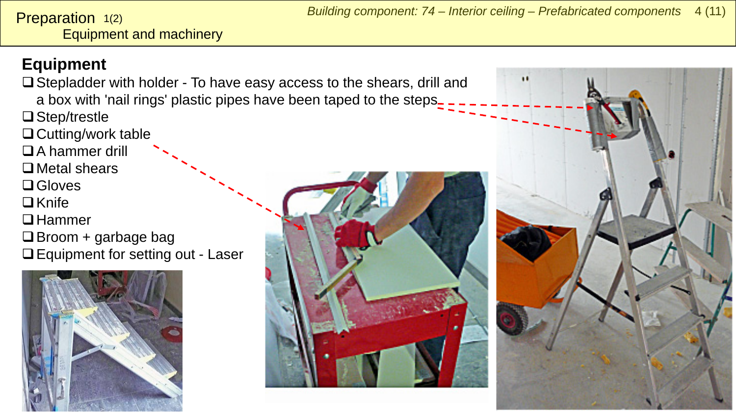# Preparation 1(2)

## Equipment and machinery

### Equipment

- ❑ Stepladder with holder - To have easy access to the shears, drill and a box with 'nail rings' plastic pipes have been taped to the steps
- ❑ Step/trestle
- ❑ Cutting/work table
- ❑ A hammer drill
- ❑ Metal shears
- ❑ Gloves
- ❑ Knife
- ❑ Hammer
- ❑ Broom + garbage bag
- ❑ Equipment for setting out - Laser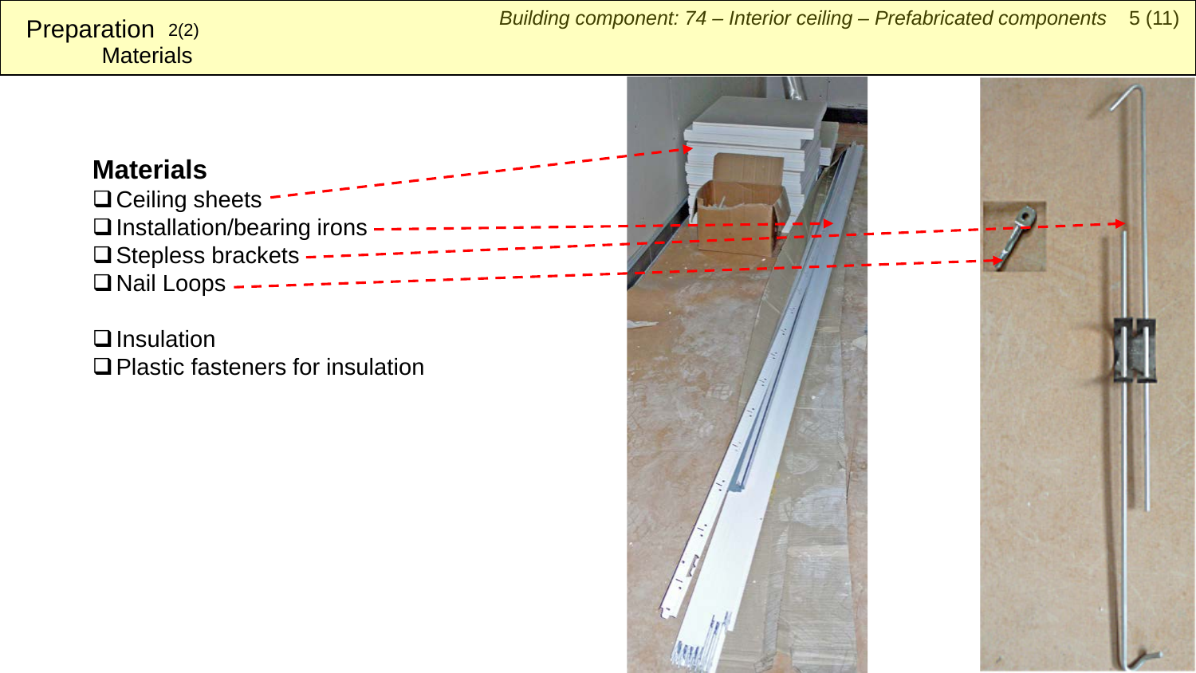# Preparation 2(2)
## Materials

**Materials**

- ❑ Ceiling sheets
- ❑ Installation/bearing irons
- ❑ Stepless brackets
- ❑ Nail Loops

- ❑ Insulation
- ❑ Plastic fasteners for insulation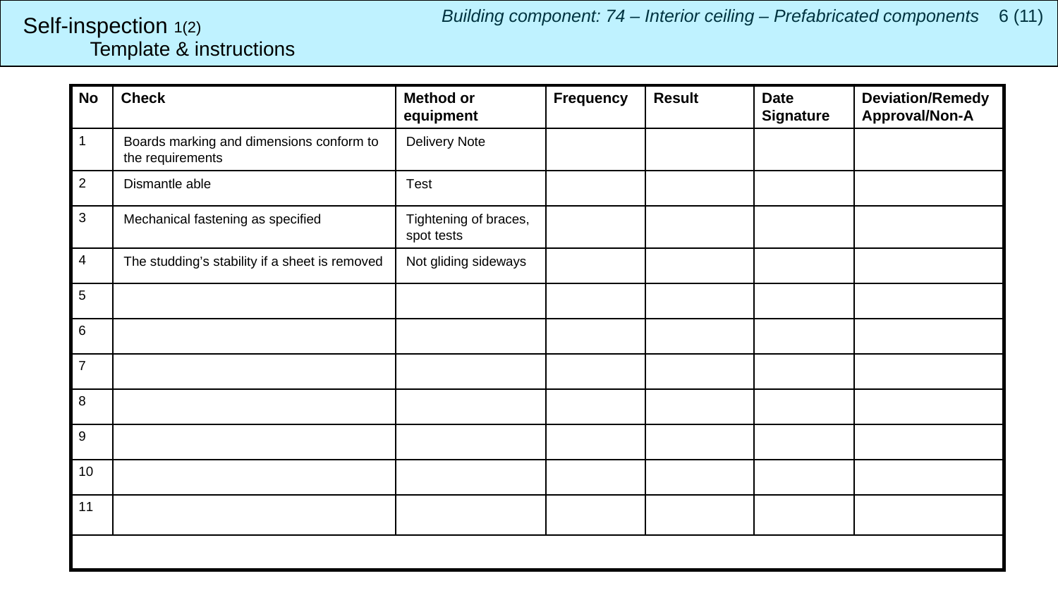# Self-inspection 1(2)

## Template & instructions

*Building component: 74 – Interior ceiling – Prefabricated components*

| No | Check | Method or equipment | Frequency | Result | Date Signature | Deviation/Remedy Approval/Non-A |
|---|---|---|---|---|---|---|
| 1 | Boards marking and dimensions conform to the requirements | Delivery Note | | | | |
| 2 | Dismantle able | Test | | | | |
| 3 | Mechanical fastening as specified | Tightening of braces, spot tests | | | | |
| 4 | The studding's stability if a sheet is removed | Not gliding sideways | | | | |
| 5 | | | | | | |
| 6 | | | | | | |
| 7 | | | | | | |
| 8 | | | | | | |
| 9 | | | | | | |
| 10 | | | | | | |
| 11 | | | | | | |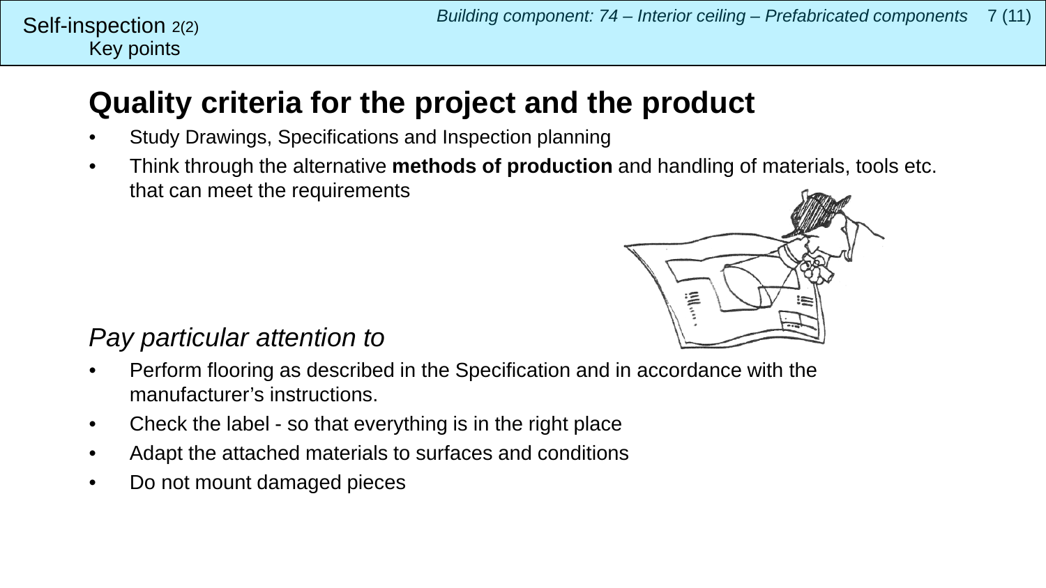Self-inspection 2(2)
Key points

# Quality criteria for the project and the product

- Study Drawings, Specifications and Inspection planning
- Think through the alternative **methods of production** and handling of materials, tools etc. that can meet the requirements

*Pay particular attention to*

- Perform flooring as described in the Specification and in accordance with the manufacturer's instructions.
- Check the label - so that everything is in the right place
- Adapt the attached materials to surfaces and conditions
- Do not mount damaged pieces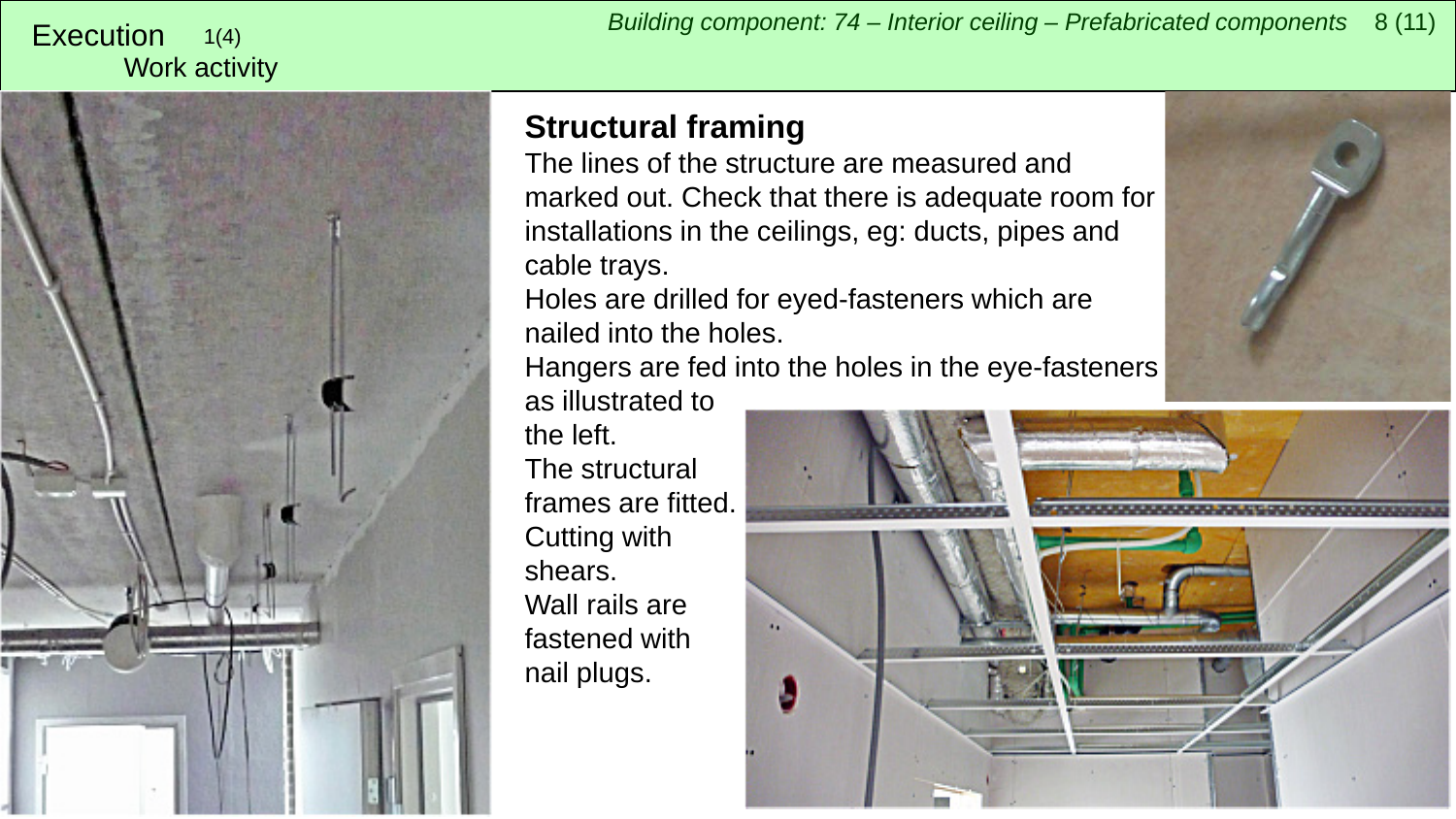Execution 1(4)
Work activity

## Structural framing

The lines of the structure are measured and marked out. Check that there is adequate room for installations in the ceilings, eg: ducts, pipes and cable trays.

Holes are drilled for eyed-fasteners which are nailed into the holes.

Hangers are fed into the holes in the eye-fasteners as illustrated to the left.

The structural frames are fitted. Cutting with shears.

Wall rails are fastened with nail plugs.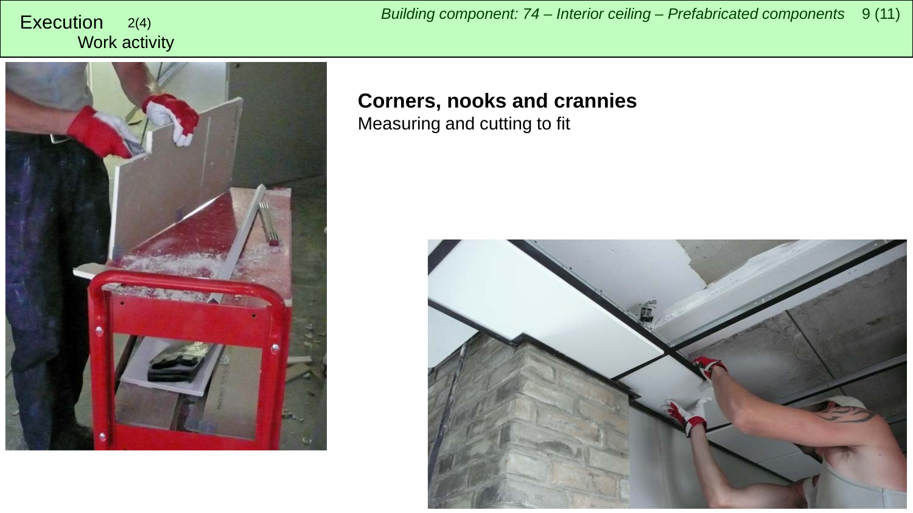Execution 2(4)
Work activity

## Corners, nooks and crannies

Measuring and cutting to fit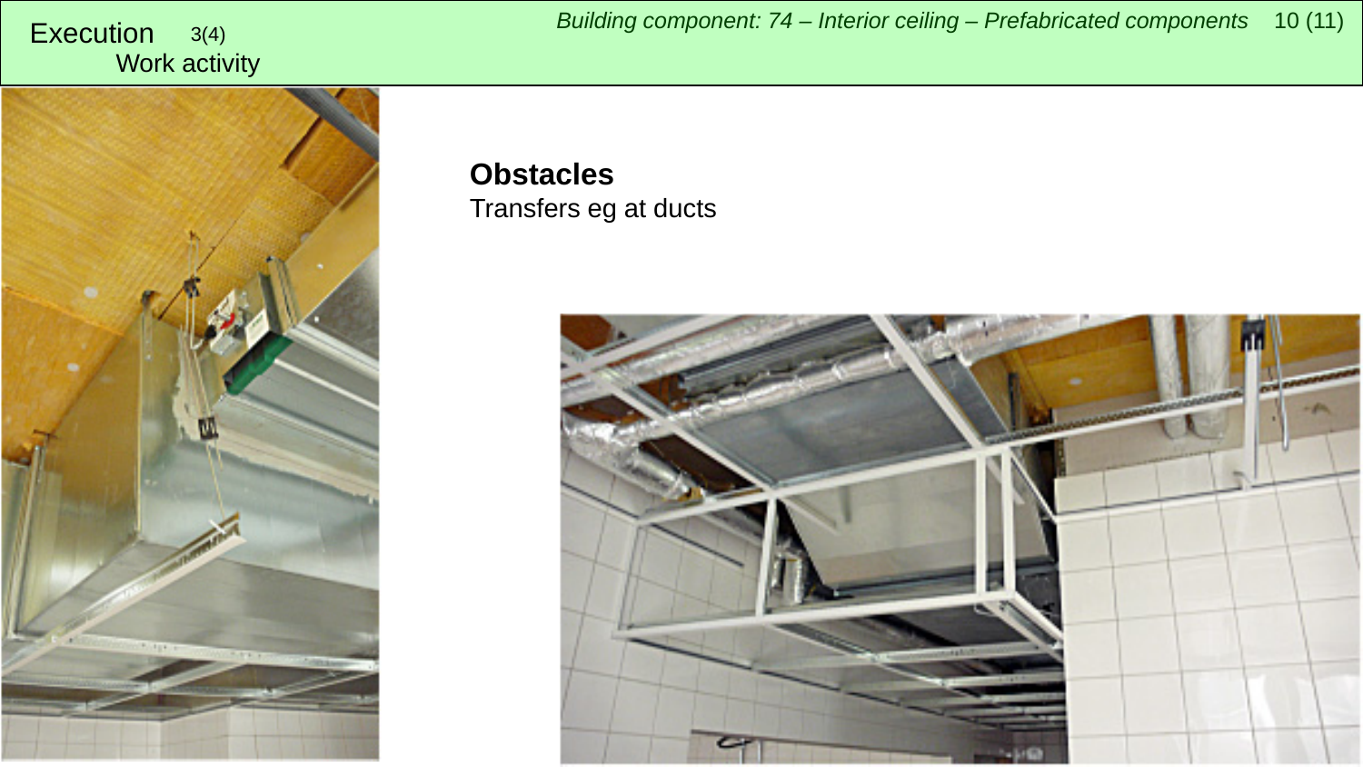# Execution 3(4)

Work activity

**Obstacles**

Transfers eg at ducts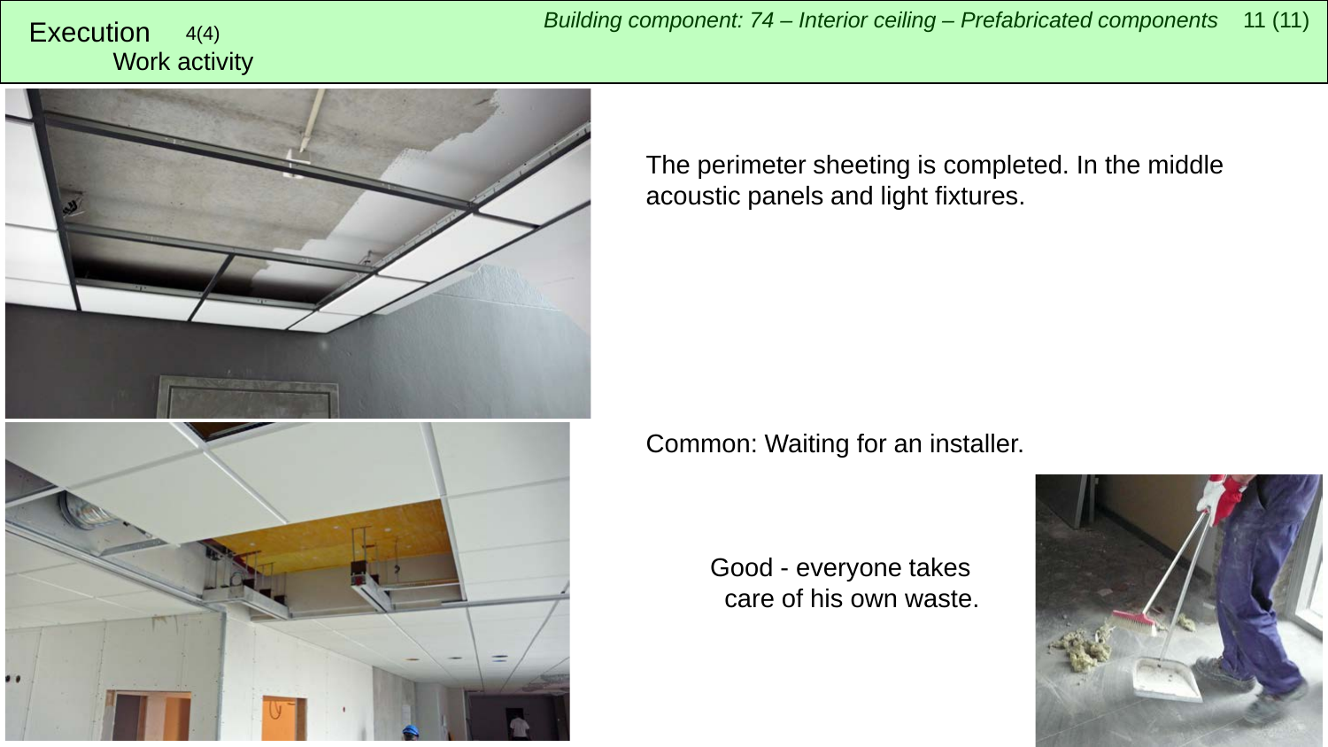# Execution 4(4)

## Work activity

*Building component: 74 – Interior ceiling – Prefabricated components*

The perimeter sheeting is completed. In the middle acoustic panels and light fixtures.

Common: Waiting for an installer.

Good - everyone takes care of his own waste.